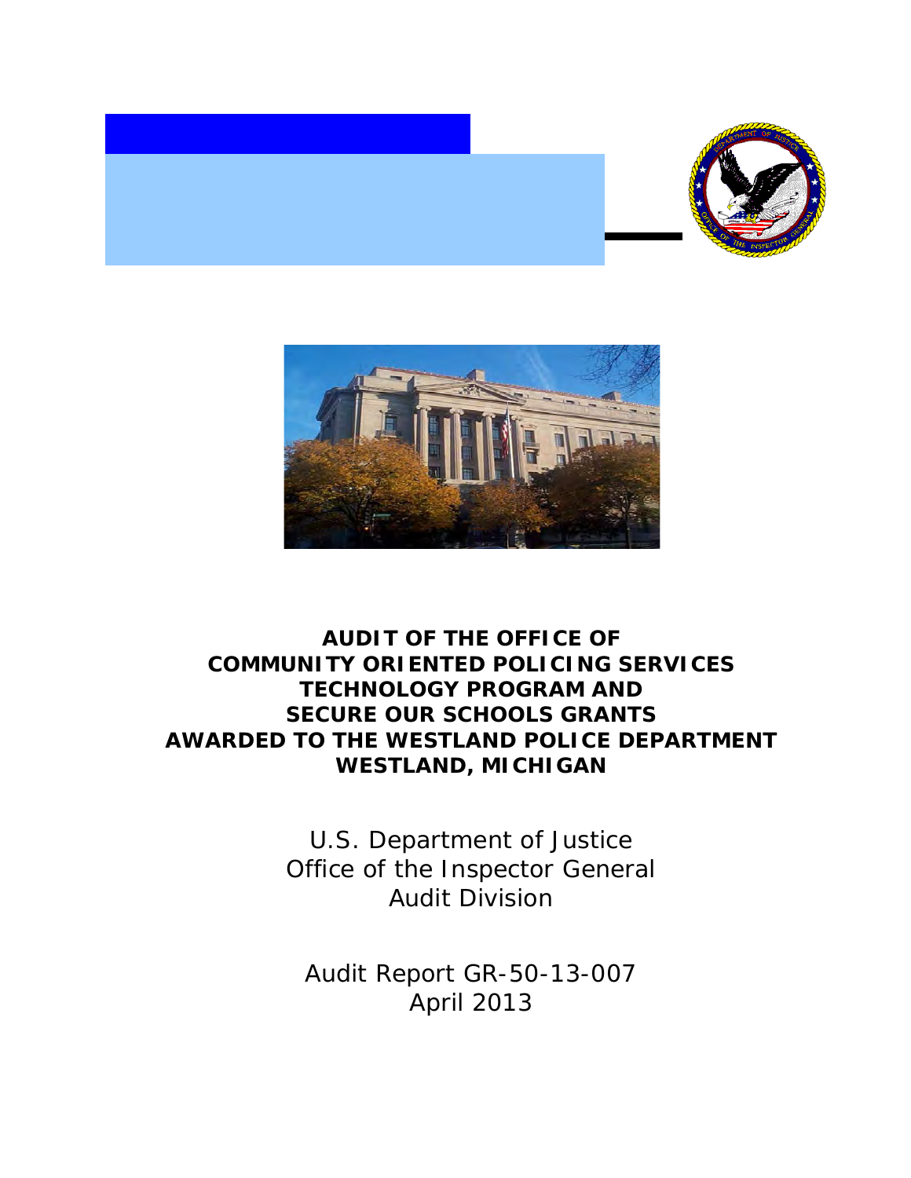# AUDIT OF THE OFFICE OF COMMUNITY ORIENTED POLICING SERVICES TECHNOLOGY PROGRAM AND SECURE OUR SCHOOLS GRANTS AWARDED TO THE WESTLAND POLICE DEPARTMENT WESTLAND, MICHIGAN

U.S. Department of Justice
Office of the Inspector General
Audit Division

Audit Report GR-50-13-007
April 2013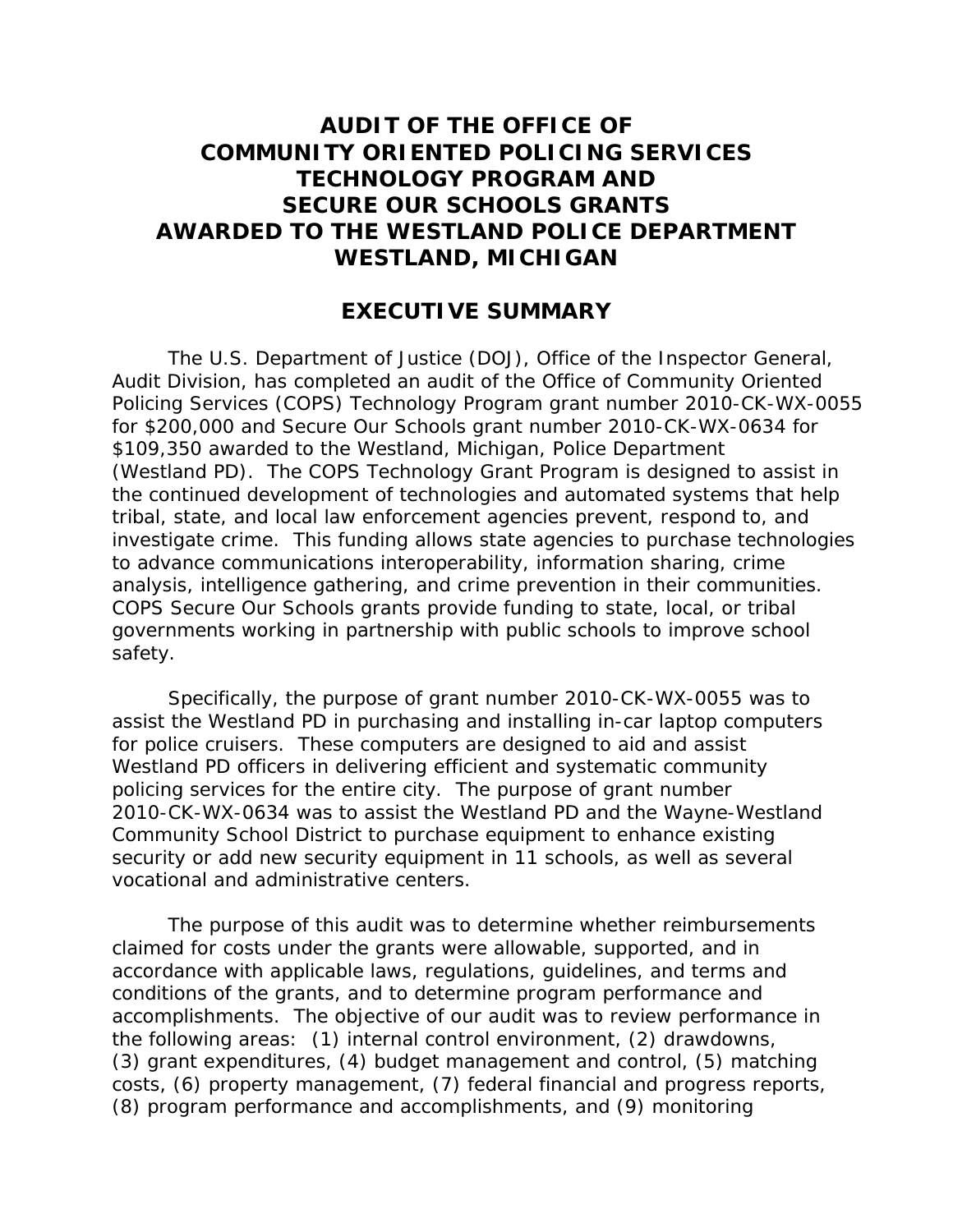# AUDIT OF THE OFFICE OF COMMUNITY ORIENTED POLICING SERVICES TECHNOLOGY PROGRAM AND SECURE OUR SCHOOLS GRANTS AWARDED TO THE WESTLAND POLICE DEPARTMENT WESTLAND, MICHIGAN

## EXECUTIVE SUMMARY

The U.S. Department of Justice (DOJ), Office of the Inspector General, Audit Division, has completed an audit of the Office of Community Oriented Policing Services (COPS) Technology Program grant number 2010-CK-WX-0055 for $200,000 and Secure Our Schools grant number 2010-CK-WX-0634 for $109,350 awarded to the Westland, Michigan, Police Department (Westland PD). The COPS Technology Grant Program is designed to assist in the continued development of technologies and automated systems that help tribal, state, and local law enforcement agencies prevent, respond to, and investigate crime. This funding allows state agencies to purchase technologies to advance communications interoperability, information sharing, crime analysis, intelligence gathering, and crime prevention in their communities. COPS Secure Our Schools grants provide funding to state, local, or tribal governments working in partnership with public schools to improve school safety.

Specifically, the purpose of grant number 2010-CK-WX-0055 was to assist the Westland PD in purchasing and installing in-car laptop computers for police cruisers. These computers are designed to aid and assist Westland PD officers in delivering efficient and systematic community policing services for the entire city. The purpose of grant number 2010-CK-WX-0634 was to assist the Westland PD and the Wayne-Westland Community School District to purchase equipment to enhance existing security or add new security equipment in 11 schools, as well as several vocational and administrative centers.

The purpose of this audit was to determine whether reimbursements claimed for costs under the grants were allowable, supported, and in accordance with applicable laws, regulations, guidelines, and terms and conditions of the grants, and to determine program performance and accomplishments. The objective of our audit was to review performance in the following areas: (1) internal control environment, (2) drawdowns, (3) grant expenditures, (4) budget management and control, (5) matching costs, (6) property management, (7) federal financial and progress reports, (8) program performance and accomplishments, and (9) monitoring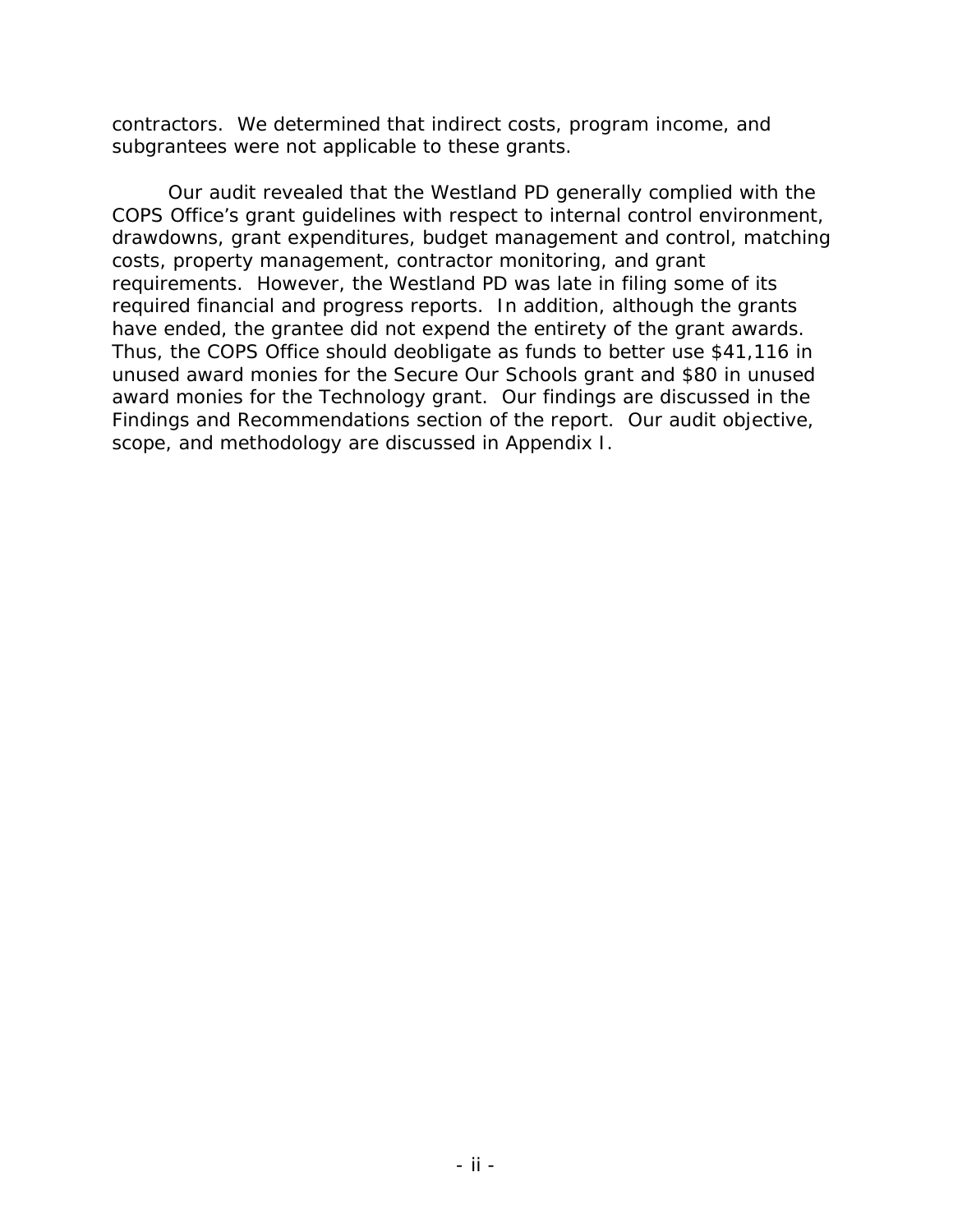contractors. We determined that indirect costs, program income, and subgrantees were not applicable to these grants.

Our audit revealed that the Westland PD generally complied with the COPS Office's grant guidelines with respect to internal control environment, drawdowns, grant expenditures, budget management and control, matching costs, property management, contractor monitoring, and grant requirements. However, the Westland PD was late in filing some of its required financial and progress reports. In addition, although the grants have ended, the grantee did not expend the entirety of the grant awards. Thus, the COPS Office should deobligate as funds to better use $41,116 in unused award monies for the Secure Our Schools grant and $80 in unused award monies for the Technology grant. Our findings are discussed in the Findings and Recommendations section of the report. Our audit objective, scope, and methodology are discussed in Appendix I.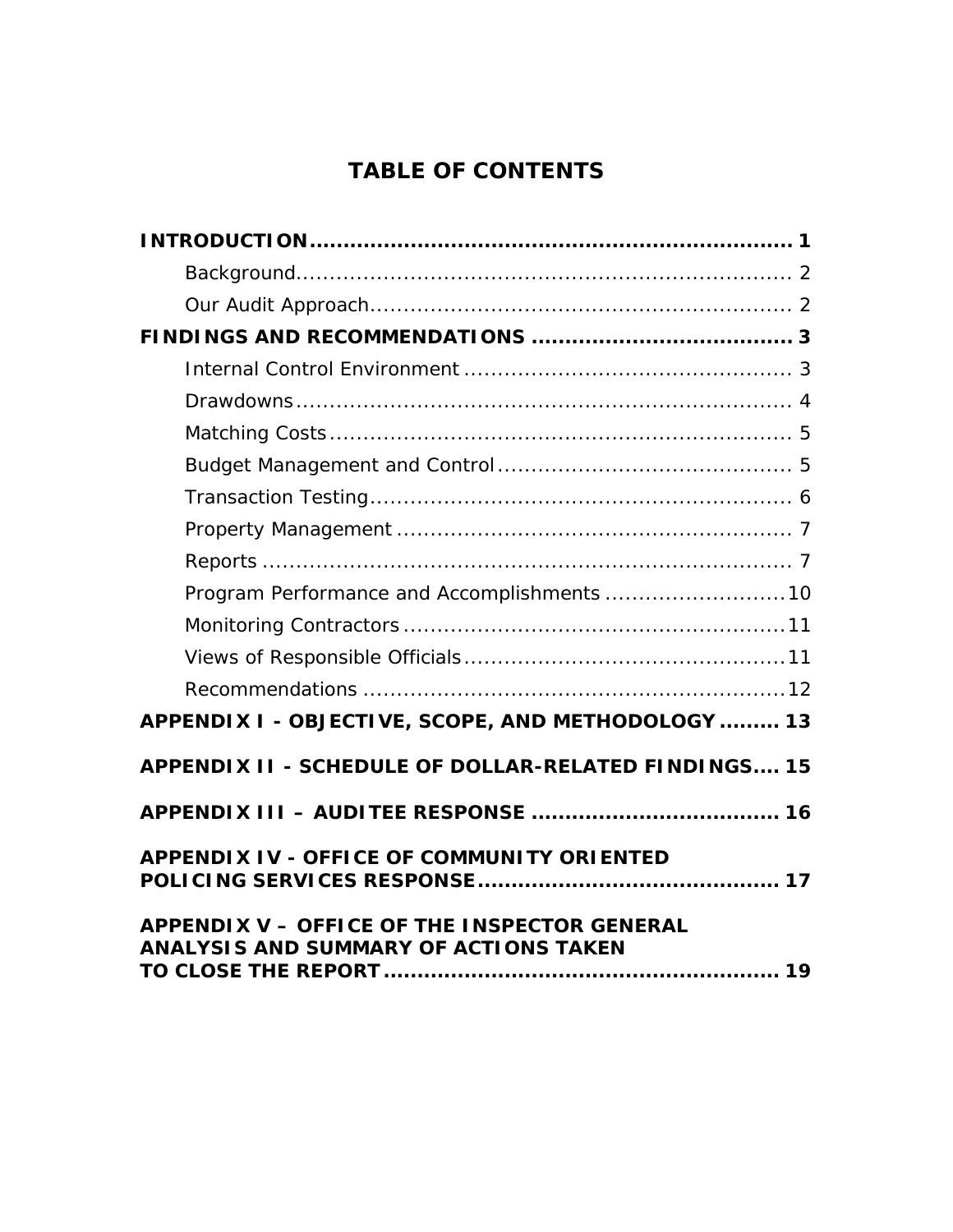# TABLE OF CONTENTS

**INTRODUCTION ........................................................................ 1**

- Background......................................................................... 2
- Our Audit Approach.............................................................. 2

**FINDINGS AND RECOMMENDATIONS ...................................... 3**

- Internal Control Environment ................................................ 3
- Drawdowns......................................................................... 4
- Matching Costs.................................................................... 5
- Budget Management and Control............................................ 5
- Transaction Testing.............................................................. 6
- Property Management .......................................................... 7
- Reports .............................................................................. 7
- Program Performance and Accomplishments ...........................10
- Monitoring Contractors .........................................................11
- Views of Responsible Officials................................................11
- Recommendations ...............................................................12

**APPENDIX I - OBJECTIVE, SCOPE, AND METHODOLOGY ......... 13**

**APPENDIX II - SCHEDULE OF DOLLAR-RELATED FINDINGS.... 15**

**APPENDIX III – AUDITEE RESPONSE ..................................... 16**

**APPENDIX IV - OFFICE OF COMMUNITY ORIENTED POLICING SERVICES RESPONSE............................................. 17**

**APPENDIX V – OFFICE OF THE INSPECTOR GENERAL ANALYSIS AND SUMMARY OF ACTIONS TAKEN TO CLOSE THE REPORT........................................................... 19**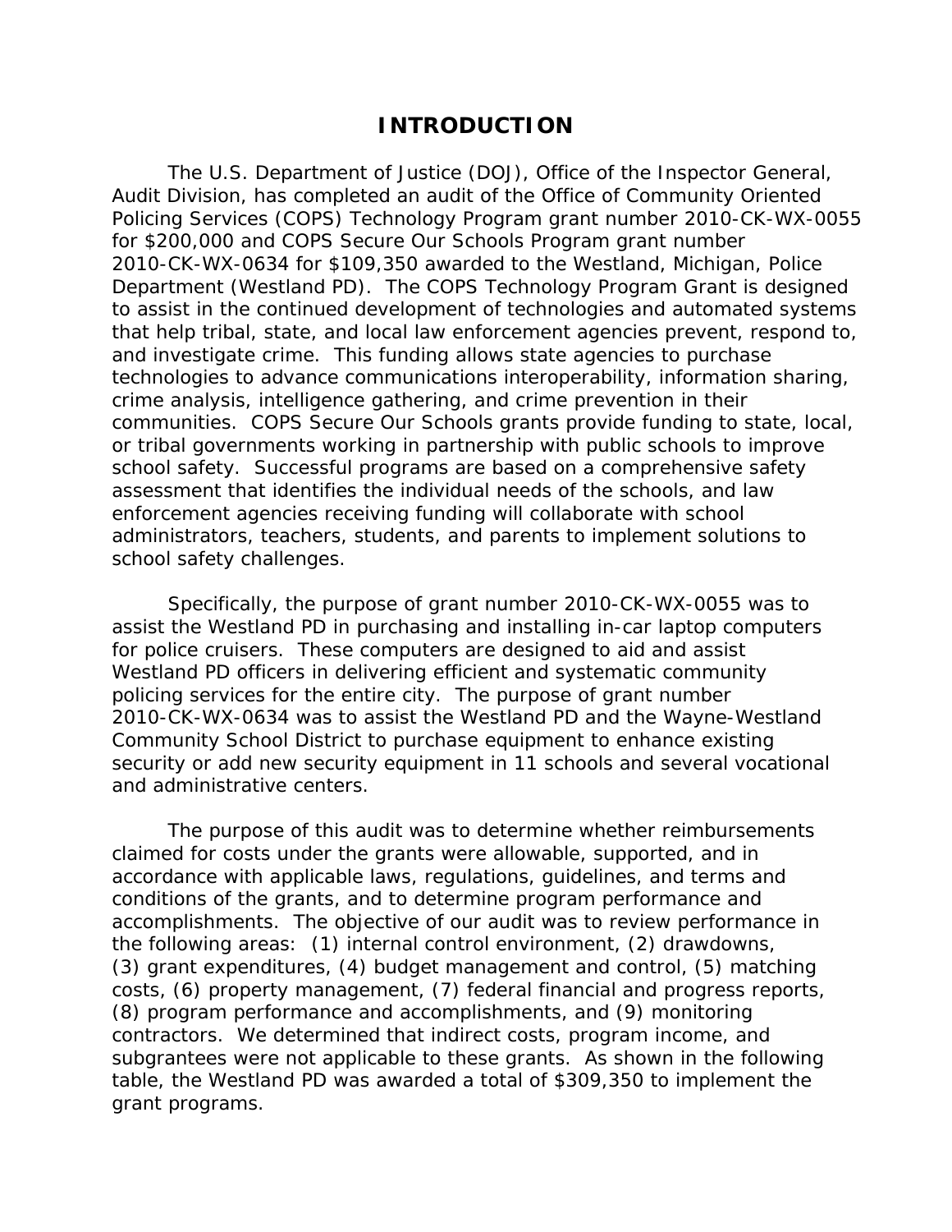# INTRODUCTION

The U.S. Department of Justice (DOJ), Office of the Inspector General, Audit Division, has completed an audit of the Office of Community Oriented Policing Services (COPS) Technology Program grant number 2010-CK-WX-0055 for $200,000 and COPS Secure Our Schools Program grant number 2010-CK-WX-0634 for $109,350 awarded to the Westland, Michigan, Police Department (Westland PD). The COPS Technology Program Grant is designed to assist in the continued development of technologies and automated systems that help tribal, state, and local law enforcement agencies prevent, respond to, and investigate crime. This funding allows state agencies to purchase technologies to advance communications interoperability, information sharing, crime analysis, intelligence gathering, and crime prevention in their communities. COPS Secure Our Schools grants provide funding to state, local, or tribal governments working in partnership with public schools to improve school safety. Successful programs are based on a comprehensive safety assessment that identifies the individual needs of the schools, and law enforcement agencies receiving funding will collaborate with school administrators, teachers, students, and parents to implement solutions to school safety challenges.

Specifically, the purpose of grant number 2010-CK-WX-0055 was to assist the Westland PD in purchasing and installing in-car laptop computers for police cruisers. These computers are designed to aid and assist Westland PD officers in delivering efficient and systematic community policing services for the entire city. The purpose of grant number 2010-CK-WX-0634 was to assist the Westland PD and the Wayne-Westland Community School District to purchase equipment to enhance existing security or add new security equipment in 11 schools and several vocational and administrative centers.

The purpose of this audit was to determine whether reimbursements claimed for costs under the grants were allowable, supported, and in accordance with applicable laws, regulations, guidelines, and terms and conditions of the grants, and to determine program performance and accomplishments. The objective of our audit was to review performance in the following areas: (1) internal control environment, (2) drawdowns, (3) grant expenditures, (4) budget management and control, (5) matching costs, (6) property management, (7) federal financial and progress reports, (8) program performance and accomplishments, and (9) monitoring contractors. We determined that indirect costs, program income, and subgrantees were not applicable to these grants. As shown in the following table, the Westland PD was awarded a total of $309,350 to implement the grant programs.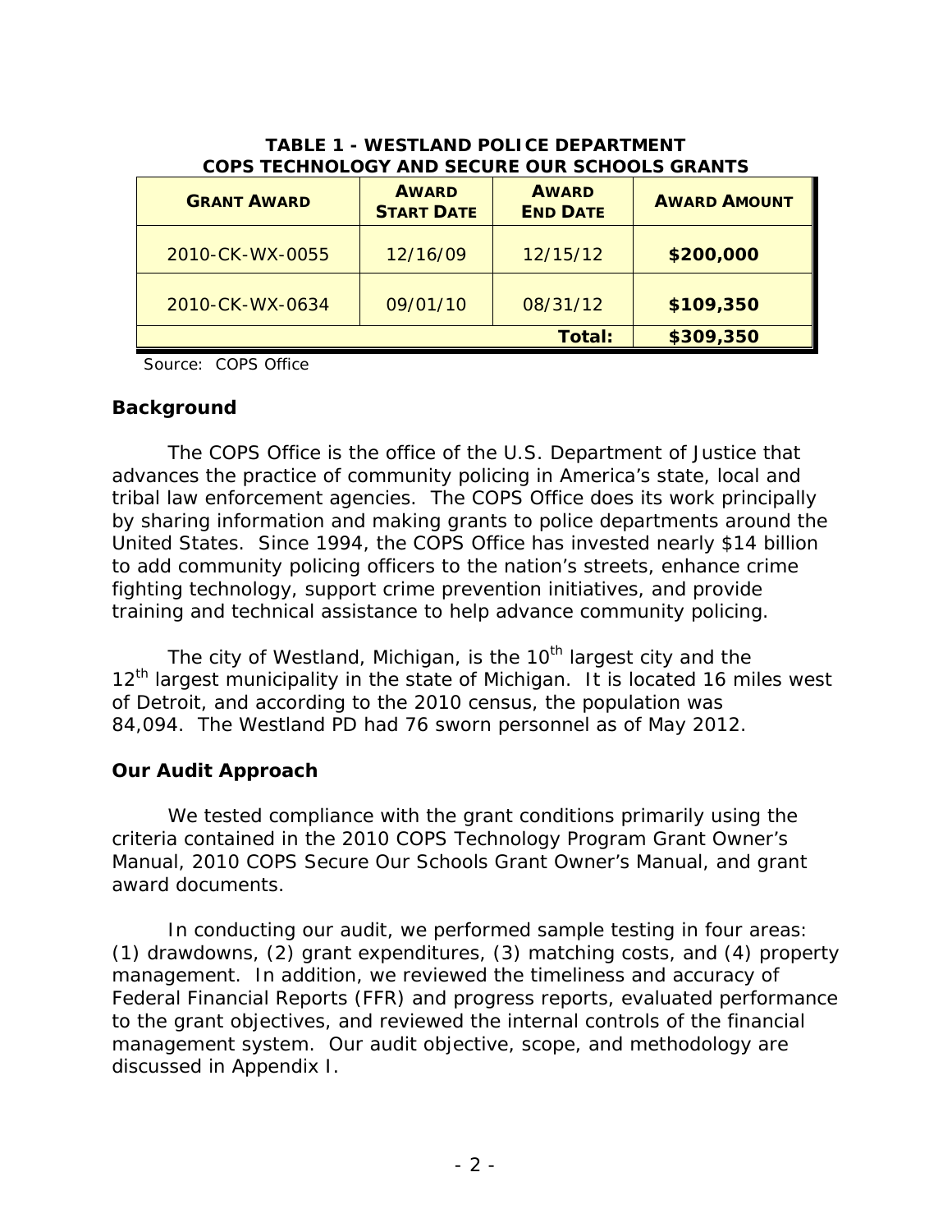**TABLE 1 - WESTLAND POLICE DEPARTMENT COPS TECHNOLOGY AND SECURE OUR SCHOOLS GRANTS**

| GRANT AWARD | AWARD START DATE | AWARD END DATE | AWARD AMOUNT |
|---|---|---|---|
| 2010-CK-WX-0055 | 12/16/09 | 12/15/12 | **$200,000** |
| 2010-CK-WX-0634 | 09/01/10 | 08/31/12 | **$109,350** |
| | | **Total:** | **$309,350** |

Source: COPS Office

## Background

The COPS Office is the office of the U.S. Department of Justice that advances the practice of community policing in America's state, local and tribal law enforcement agencies. The COPS Office does its work principally by sharing information and making grants to police departments around the United States. Since 1994, the COPS Office has invested nearly $14 billion to add community policing officers to the nation's streets, enhance crime fighting technology, support crime prevention initiatives, and provide training and technical assistance to help advance community policing.

The city of Westland, Michigan, is the 10th largest city and the 12th largest municipality in the state of Michigan. It is located 16 miles west of Detroit, and according to the 2010 census, the population was 84,094. The Westland PD had 76 sworn personnel as of May 2012.

## Our Audit Approach

We tested compliance with the grant conditions primarily using the criteria contained in the 2010 COPS Technology Program Grant Owner's Manual, 2010 COPS Secure Our Schools Grant Owner's Manual, and grant award documents.

In conducting our audit, we performed sample testing in four areas: (1) drawdowns, (2) grant expenditures, (3) matching costs, and (4) property management. In addition, we reviewed the timeliness and accuracy of Federal Financial Reports (FFR) and progress reports, evaluated performance to the grant objectives, and reviewed the internal controls of the financial management system. Our audit objective, scope, and methodology are discussed in Appendix I.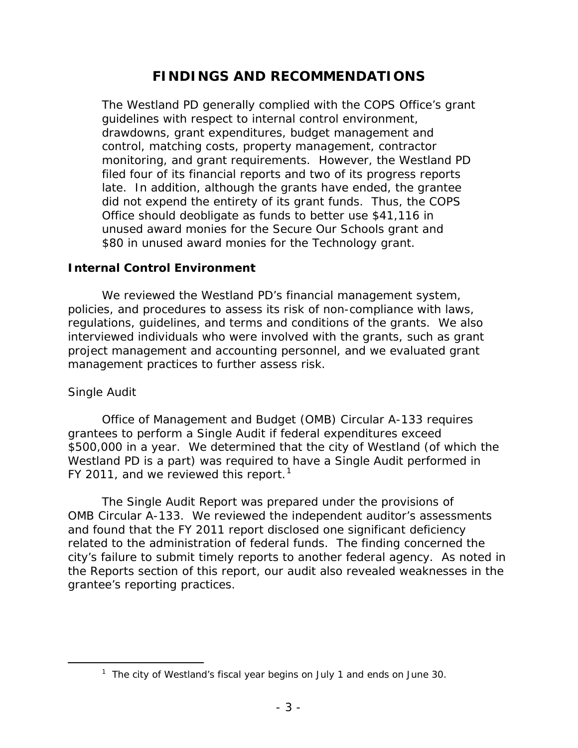# FINDINGS AND RECOMMENDATIONS

The Westland PD generally complied with the COPS Office's grant guidelines with respect to internal control environment, drawdowns, grant expenditures, budget management and control, matching costs, property management, contractor monitoring, and grant requirements. However, the Westland PD filed four of its financial reports and two of its progress reports late. In addition, although the grants have ended, the grantee did not expend the entirety of its grant funds. Thus, the COPS Office should deobligate as funds to better use $41,116 in unused award monies for the Secure Our Schools grant and $80 in unused award monies for the Technology grant.

## Internal Control Environment

We reviewed the Westland PD's financial management system, policies, and procedures to assess its risk of non-compliance with laws, regulations, guidelines, and terms and conditions of the grants. We also interviewed individuals who were involved with the grants, such as grant project management and accounting personnel, and we evaluated grant management practices to further assess risk.

*Single Audit*

Office of Management and Budget (OMB) Circular A-133 requires grantees to perform a Single Audit if federal expenditures exceed $500,000 in a year. We determined that the city of Westland (of which the Westland PD is a part) was required to have a Single Audit performed in FY 2011, and we reviewed this report.[1]

The Single Audit Report was prepared under the provisions of OMB Circular A-133. We reviewed the independent auditor's assessments and found that the FY 2011 report disclosed one significant deficiency related to the administration of federal funds. The finding concerned the city's failure to submit timely reports to another federal agency. As noted in the Reports section of this report, our audit also revealed weaknesses in the grantee's reporting practices.

[1] The city of Westland's fiscal year begins on July 1 and ends on June 30.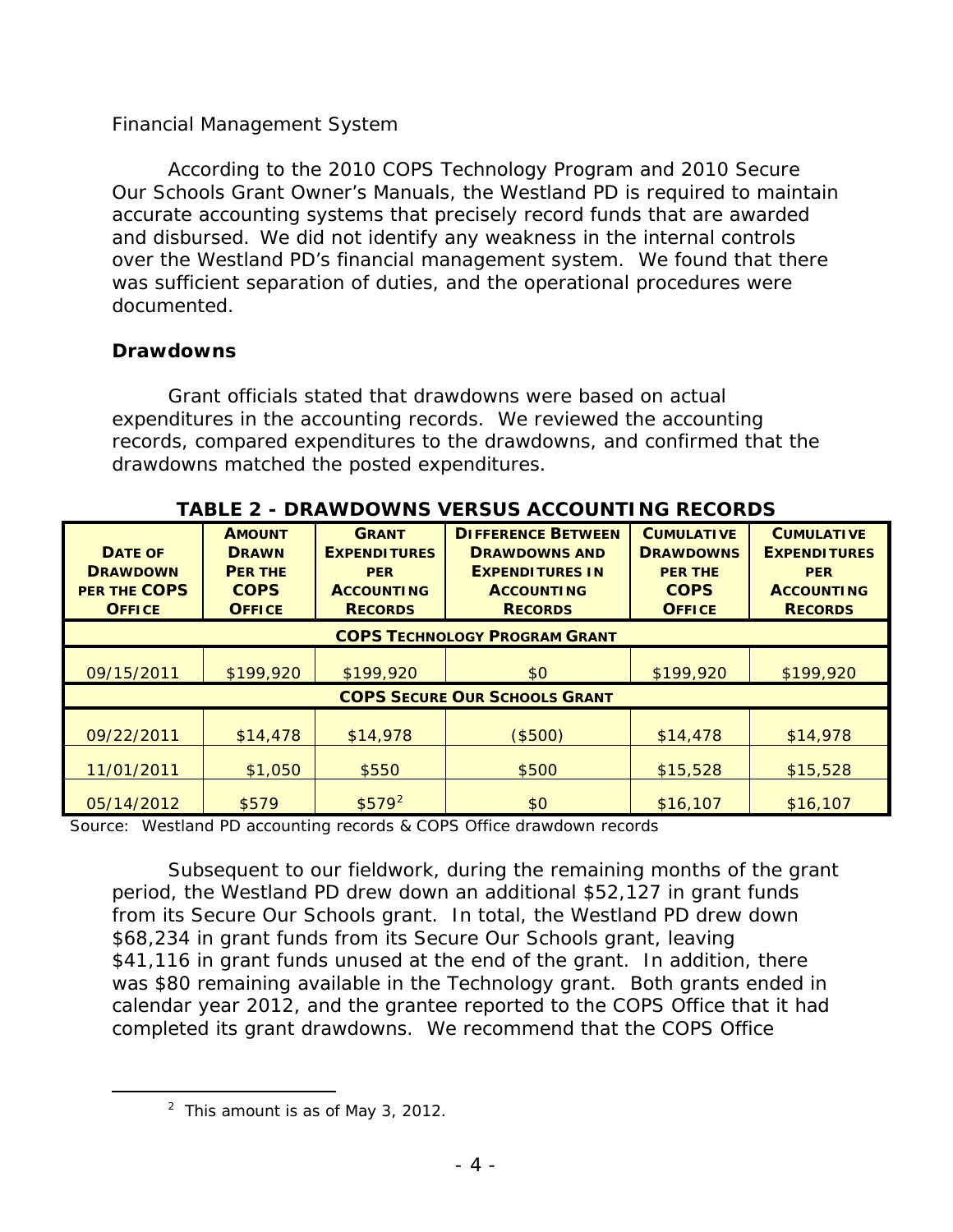Financial Management System

According to the 2010 COPS Technology Program and 2010 Secure Our Schools Grant Owner's Manuals, the Westland PD is required to maintain accurate accounting systems that precisely record funds that are awarded and disbursed. We did not identify any weakness in the internal controls over the Westland PD's financial management system. We found that there was sufficient separation of duties, and the operational procedures were documented.

### Drawdowns

Grant officials stated that drawdowns were based on actual expenditures in the accounting records. We reviewed the accounting records, compared expenditures to the drawdowns, and confirmed that the drawdowns matched the posted expenditures.

**TABLE 2 - DRAWDOWNS VERSUS ACCOUNTING RECORDS**

| DATE OF DRAWDOWN PER THE COPS OFFICE | AMOUNT DRAWN PER THE COPS OFFICE | GRANT EXPENDITURES PER ACCOUNTING RECORDS | DIFFERENCE BETWEEN DRAWDOWNS AND EXPENDITURES IN ACCOUNTING RECORDS | CUMULATIVE DRAWDOWNS PER THE COPS OFFICE | CUMULATIVE EXPENDITURES PER ACCOUNTING RECORDS |
|---|---|---|---|---|---|
| **COPS TECHNOLOGY PROGRAM GRANT** | | | | | |
| 09/15/2011 | $199,920 | $199,920 | $0 | $199,920 | $199,920 |
| **COPS SECURE OUR SCHOOLS GRANT** | | | | | |
| 09/22/2011 | $14,478 | $14,978 | ($500) | $14,478 | $14,978 |
| 11/01/2011 | $1,050 | $550 | $500 | $15,528 | $15,528 |
| 05/14/2012 | $579 | $579[2] | $0 | $16,107 | $16,107 |

Source: Westland PD accounting records & COPS Office drawdown records

Subsequent to our fieldwork, during the remaining months of the grant period, the Westland PD drew down an additional $52,127 in grant funds from its Secure Our Schools grant. In total, the Westland PD drew down $68,234 in grant funds from its Secure Our Schools grant, leaving $41,116 in grant funds unused at the end of the grant. In addition, there was $80 remaining available in the Technology grant. Both grants ended in calendar year 2012, and the grantee reported to the COPS Office that it had completed its grant drawdowns. We recommend that the COPS Office

[2] This amount is as of May 3, 2012.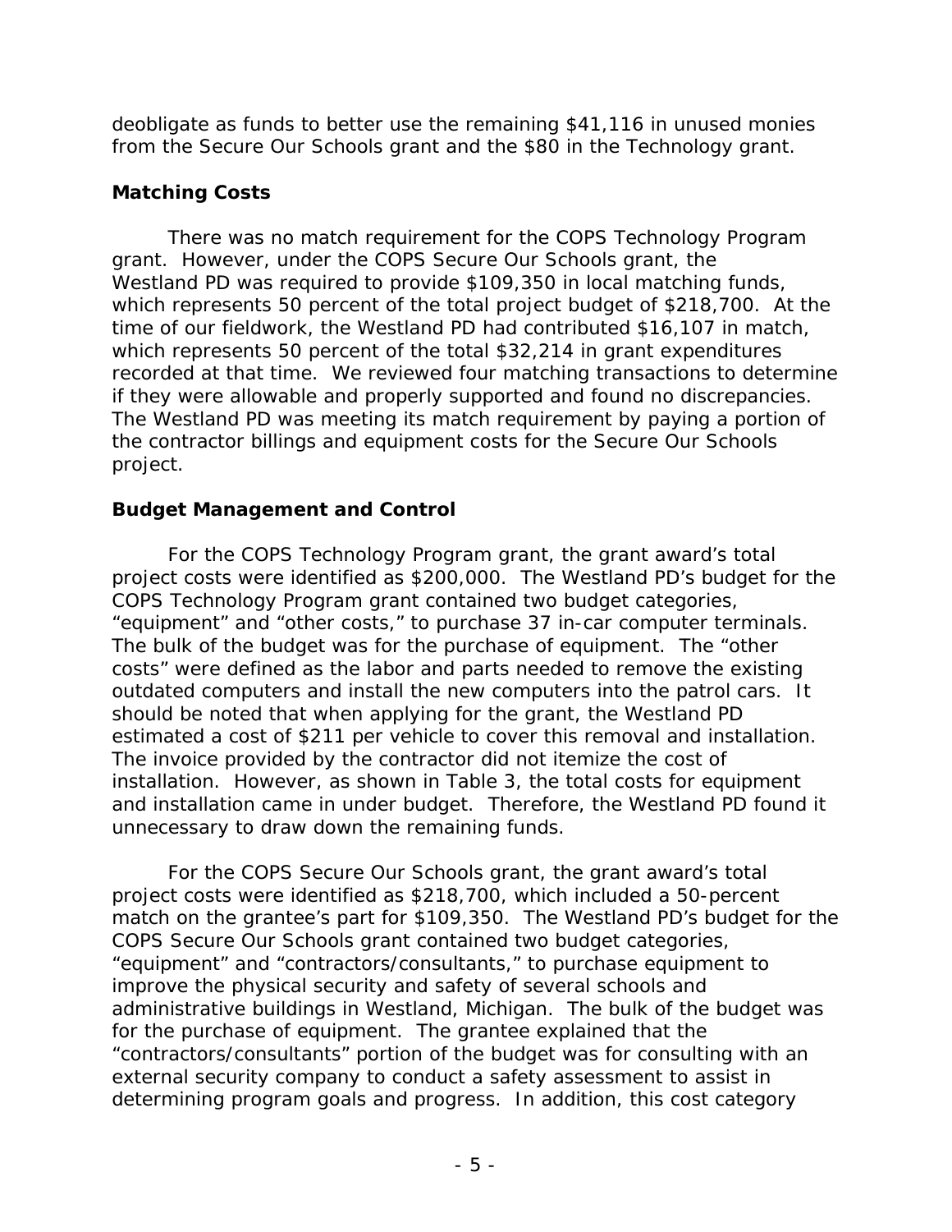deobligate as funds to better use the remaining $41,116 in unused monies from the Secure Our Schools grant and the $80 in the Technology grant.

## Matching Costs

There was no match requirement for the COPS Technology Program grant. However, under the COPS Secure Our Schools grant, the Westland PD was required to provide $109,350 in local matching funds, which represents 50 percent of the total project budget of $218,700. At the time of our fieldwork, the Westland PD had contributed $16,107 in match, which represents 50 percent of the total $32,214 in grant expenditures recorded at that time. We reviewed four matching transactions to determine if they were allowable and properly supported and found no discrepancies. The Westland PD was meeting its match requirement by paying a portion of the contractor billings and equipment costs for the Secure Our Schools project.

## Budget Management and Control

For the COPS Technology Program grant, the grant award's total project costs were identified as $200,000. The Westland PD's budget for the COPS Technology Program grant contained two budget categories, "equipment" and "other costs," to purchase 37 in-car computer terminals. The bulk of the budget was for the purchase of equipment. The "other costs" were defined as the labor and parts needed to remove the existing outdated computers and install the new computers into the patrol cars. It should be noted that when applying for the grant, the Westland PD estimated a cost of $211 per vehicle to cover this removal and installation. The invoice provided by the contractor did not itemize the cost of installation. However, as shown in Table 3, the total costs for equipment and installation came in under budget. Therefore, the Westland PD found it unnecessary to draw down the remaining funds.

For the COPS Secure Our Schools grant, the grant award's total project costs were identified as $218,700, which included a 50-percent match on the grantee's part for $109,350. The Westland PD's budget for the COPS Secure Our Schools grant contained two budget categories, "equipment" and "contractors/consultants," to purchase equipment to improve the physical security and safety of several schools and administrative buildings in Westland, Michigan. The bulk of the budget was for the purchase of equipment. The grantee explained that the "contractors/consultants" portion of the budget was for consulting with an external security company to conduct a safety assessment to assist in determining program goals and progress. In addition, this cost category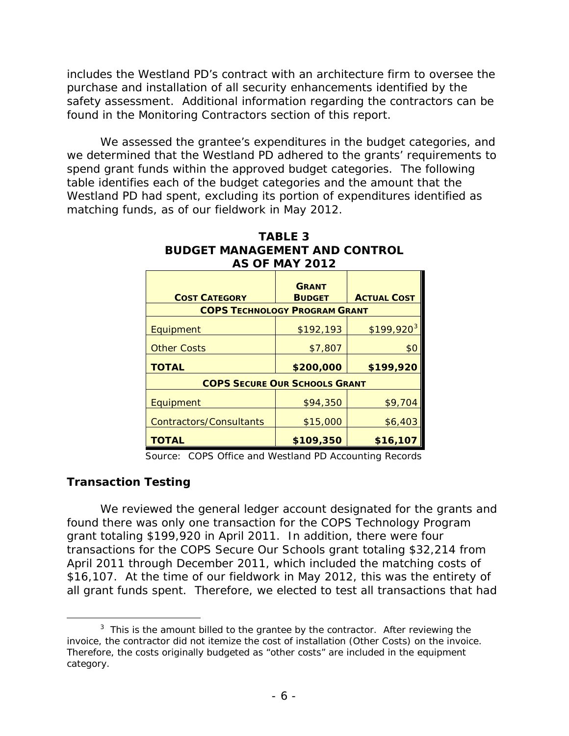includes the Westland PD's contract with an architecture firm to oversee the purchase and installation of all security enhancements identified by the safety assessment. Additional information regarding the contractors can be found in the Monitoring Contractors section of this report.

We assessed the grantee's expenditures in the budget categories, and we determined that the Westland PD adhered to the grants' requirements to spend grant funds within the approved budget categories. The following table identifies each of the budget categories and the amount that the Westland PD had spent, excluding its portion of expenditures identified as matching funds, as of our fieldwork in May 2012.

**TABLE 3**
**BUDGET MANAGEMENT AND CONTROL**
**AS OF MAY 2012**

| COST CATEGORY | GRANT BUDGET | ACTUAL COST |
|---|---|---|
| **COPS TECHNOLOGY PROGRAM GRANT** | | |
| Equipment | \$192,193 | \$199,920[3] |
| Other Costs | \$7,807 | \$0 |
| **TOTAL** | **\$200,000** | **\$199,920** |
| **COPS SECURE OUR SCHOOLS GRANT** | | |
| Equipment | \$94,350 | \$9,704 |
| Contractors/Consultants | \$15,000 | \$6,403 |
| **TOTAL** | **\$109,350** | **\$16,107** |

Source: COPS Office and Westland PD Accounting Records

### Transaction Testing

We reviewed the general ledger account designated for the grants and found there was only one transaction for the COPS Technology Program grant totaling \$199,920 in April 2011. In addition, there were four transactions for the COPS Secure Our Schools grant totaling \$32,214 from April 2011 through December 2011, which included the matching costs of \$16,107. At the time of our fieldwork in May 2012, this was the entirety of all grant funds spent. Therefore, we elected to test all transactions that had

[3] This is the amount billed to the grantee by the contractor. After reviewing the invoice, the contractor did not itemize the cost of installation (Other Costs) on the invoice. Therefore, the costs originally budgeted as "other costs" are included in the equipment category.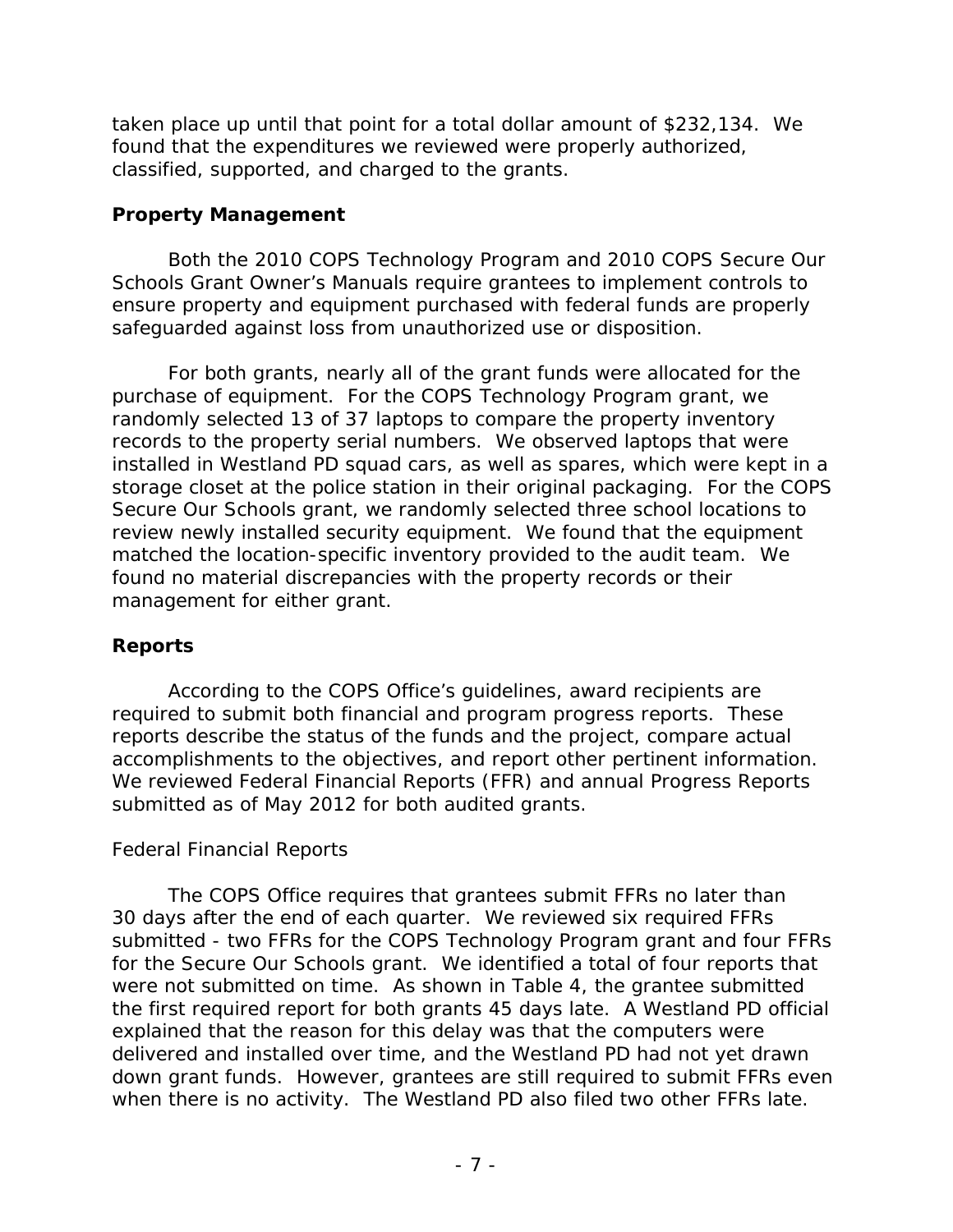taken place up until that point for a total dollar amount of $232,134. We found that the expenditures we reviewed were properly authorized, classified, supported, and charged to the grants.

## Property Management

Both the 2010 COPS Technology Program and 2010 COPS Secure Our Schools Grant Owner's Manuals require grantees to implement controls to ensure property and equipment purchased with federal funds are properly safeguarded against loss from unauthorized use or disposition.

For both grants, nearly all of the grant funds were allocated for the purchase of equipment. For the COPS Technology Program grant, we randomly selected 13 of 37 laptops to compare the property inventory records to the property serial numbers. We observed laptops that were installed in Westland PD squad cars, as well as spares, which were kept in a storage closet at the police station in their original packaging. For the COPS Secure Our Schools grant, we randomly selected three school locations to review newly installed security equipment. We found that the equipment matched the location-specific inventory provided to the audit team. We found no material discrepancies with the property records or their management for either grant.

## Reports

According to the COPS Office's guidelines, award recipients are required to submit both financial and program progress reports. These reports describe the status of the funds and the project, compare actual accomplishments to the objectives, and report other pertinent information. We reviewed Federal Financial Reports (FFR) and annual Progress Reports submitted as of May 2012 for both audited grants.

### Federal Financial Reports

The COPS Office requires that grantees submit FFRs no later than 30 days after the end of each quarter. We reviewed six required FFRs submitted - two FFRs for the COPS Technology Program grant and four FFRs for the Secure Our Schools grant. We identified a total of four reports that were not submitted on time. As shown in Table 4, the grantee submitted the first required report for both grants 45 days late. A Westland PD official explained that the reason for this delay was that the computers were delivered and installed over time, and the Westland PD had not yet drawn down grant funds. However, grantees are still required to submit FFRs even when there is no activity. The Westland PD also filed two other FFRs late.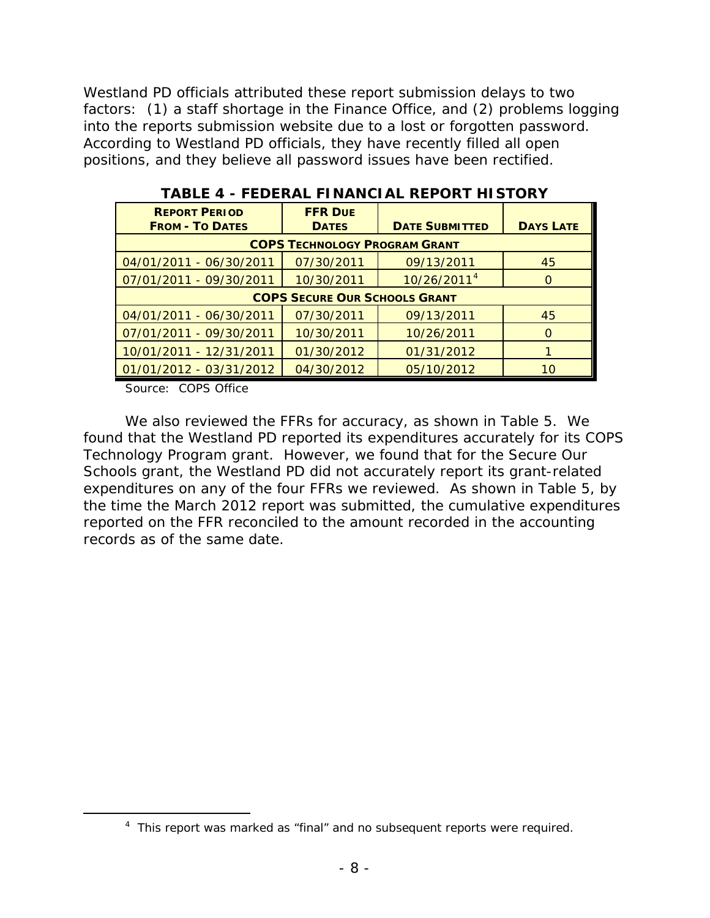Westland PD officials attributed these report submission delays to two factors: (1) a staff shortage in the Finance Office, and (2) problems logging into the reports submission website due to a lost or forgotten password. According to Westland PD officials, they have recently filled all open positions, and they believe all password issues have been rectified.

**TABLE 4 - FEDERAL FINANCIAL REPORT HISTORY**

| REPORT PERIOD FROM - TO DATES | FFR DUE DATES | DATE SUBMITTED | DAYS LATE |
|---|---|---|---|
| **COPS TECHNOLOGY PROGRAM GRANT** | | | |
| 04/01/2011 - 06/30/2011 | 07/30/2011 | 09/13/2011 | 45 |
| 07/01/2011 - 09/30/2011 | 10/30/2011 | 10/26/2011[4] | 0 |
| **COPS SECURE OUR SCHOOLS GRANT** | | | |
| 04/01/2011 - 06/30/2011 | 07/30/2011 | 09/13/2011 | 45 |
| 07/01/2011 - 09/30/2011 | 10/30/2011 | 10/26/2011 | 0 |
| 10/01/2011 - 12/31/2011 | 01/30/2012 | 01/31/2012 | 1 |
| 01/01/2012 - 03/31/2012 | 04/30/2012 | 05/10/2012 | 10 |

Source: COPS Office

We also reviewed the FFRs for accuracy, as shown in Table 5. We found that the Westland PD reported its expenditures accurately for its COPS Technology Program grant. However, we found that for the Secure Our Schools grant, the Westland PD did not accurately report its grant-related expenditures on any of the four FFRs we reviewed. As shown in Table 5, by the time the March 2012 report was submitted, the cumulative expenditures reported on the FFR reconciled to the amount recorded in the accounting records as of the same date.

---

[4] This report was marked as "final" and no subsequent reports were required.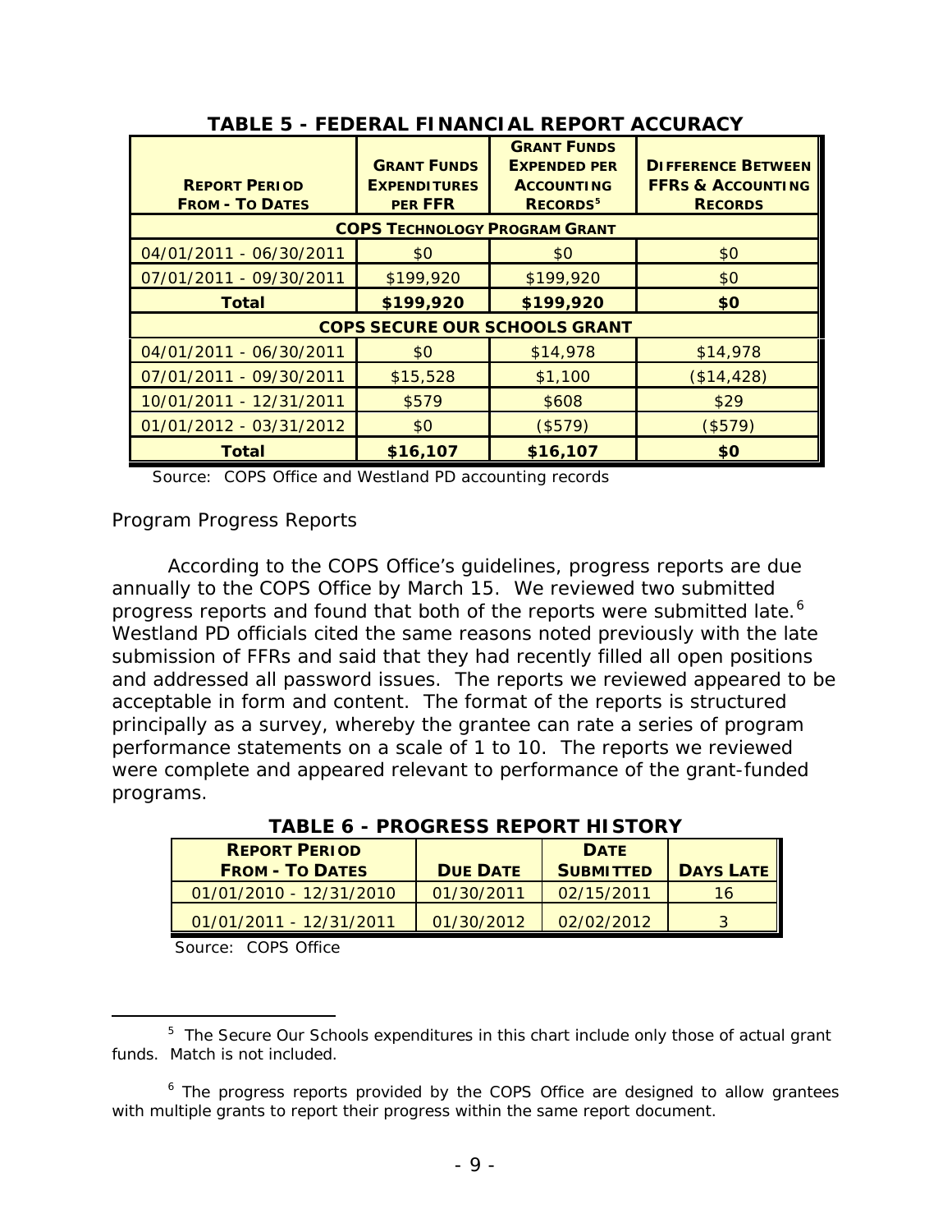**TABLE 5 - FEDERAL FINANCIAL REPORT ACCURACY**

| REPORT PERIOD FROM - TO DATES | GRANT FUNDS EXPENDITURES PER FFR | GRANT FUNDS EXPENDED PER ACCOUNTING RECORDS[5] | DIFFERENCE BETWEEN FFRS & ACCOUNTING RECORDS |
|---|---|---|---|
| **COPS TECHNOLOGY PROGRAM GRANT** | | | |
| 04/01/2011 - 06/30/2011 | $0 | $0 | $0 |
| 07/01/2011 - 09/30/2011 | $199,920 | $199,920 | $0 |
| **Total** | **$199,920** | **$199,920** | **$0** |
| **COPS SECURE OUR SCHOOLS GRANT** | | | |
| 04/01/2011 - 06/30/2011 | $0 | $14,978 | $14,978 |
| 07/01/2011 - 09/30/2011 | $15,528 | $1,100 | ($14,428) |
| 10/01/2011 - 12/31/2011 | $579 | $608 | $29 |
| 01/01/2012 - 03/31/2012 | $0 | ($579) | ($579) |
| **Total** | **$16,107** | **$16,107** | **$0** |

Source: COPS Office and Westland PD accounting records

*Program Progress Reports*

According to the COPS Office's guidelines, progress reports are due annually to the COPS Office by March 15. We reviewed two submitted progress reports and found that both of the reports were submitted late.[6] Westland PD officials cited the same reasons noted previously with the late submission of FFRs and said that they had recently filled all open positions and addressed all password issues. The reports we reviewed appeared to be acceptable in form and content. The format of the reports is structured principally as a survey, whereby the grantee can rate a series of program performance statements on a scale of 1 to 10. The reports we reviewed were complete and appeared relevant to performance of the grant-funded programs.

**TABLE 6 - PROGRESS REPORT HISTORY**

| REPORT PERIOD FROM - TO DATES | DUE DATE | DATE SUBMITTED | DAYS LATE |
|---|---|---|---|
| 01/01/2010 - 12/31/2010 | 01/30/2011 | 02/15/2011 | 16 |
| 01/01/2011 - 12/31/2011 | 01/30/2012 | 02/02/2012 | 3 |

Source: COPS Office

[5] The Secure Our Schools expenditures in this chart include only those of actual grant funds. Match is not included.

[6] The progress reports provided by the COPS Office are designed to allow grantees with multiple grants to report their progress within the same report document.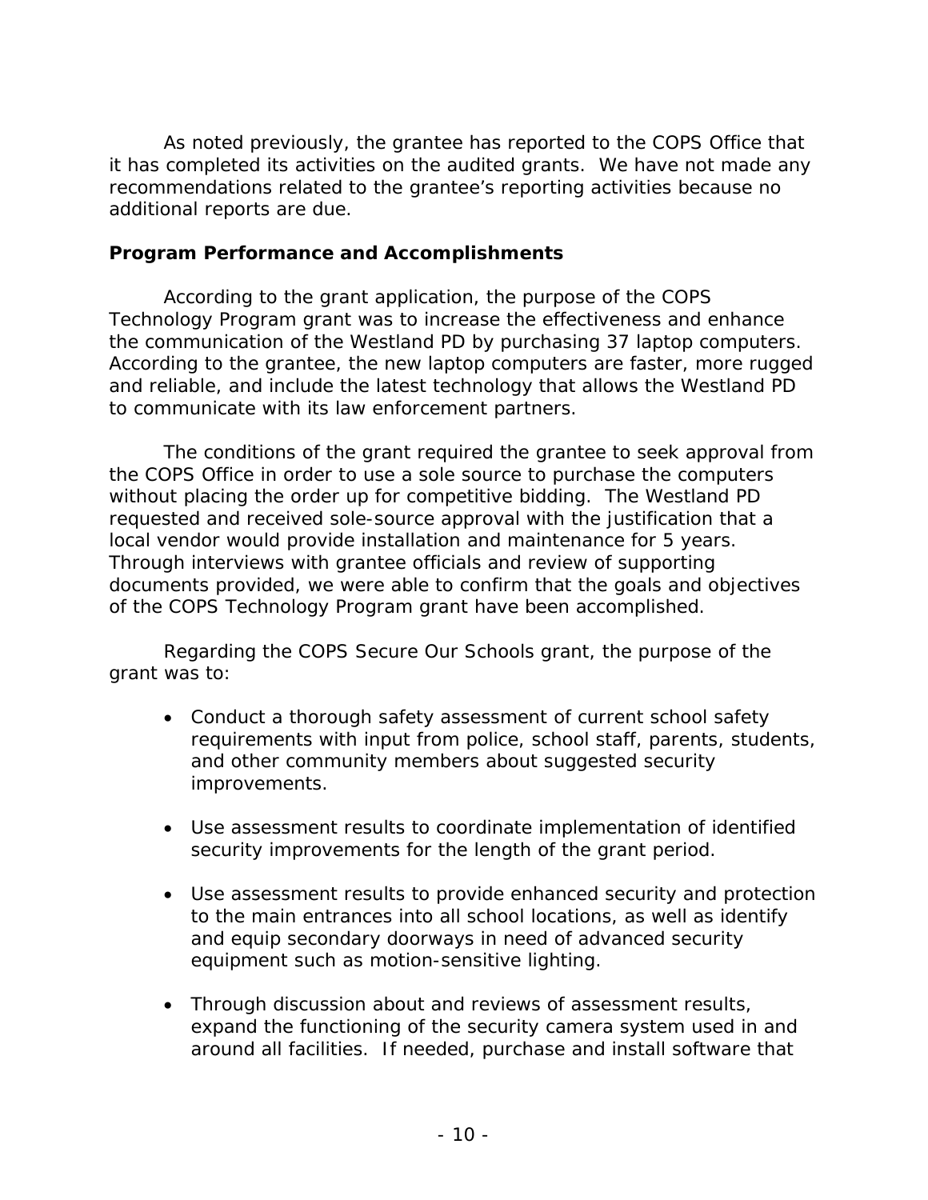As noted previously, the grantee has reported to the COPS Office that it has completed its activities on the audited grants. We have not made any recommendations related to the grantee's reporting activities because no additional reports are due.

### Program Performance and Accomplishments

According to the grant application, the purpose of the COPS Technology Program grant was to increase the effectiveness and enhance the communication of the Westland PD by purchasing 37 laptop computers. According to the grantee, the new laptop computers are faster, more rugged and reliable, and include the latest technology that allows the Westland PD to communicate with its law enforcement partners.

The conditions of the grant required the grantee to seek approval from the COPS Office in order to use a sole source to purchase the computers without placing the order up for competitive bidding. The Westland PD requested and received sole-source approval with the justification that a local vendor would provide installation and maintenance for 5 years. Through interviews with grantee officials and review of supporting documents provided, we were able to confirm that the goals and objectives of the COPS Technology Program grant have been accomplished.

Regarding the COPS Secure Our Schools grant, the purpose of the grant was to:

- Conduct a thorough safety assessment of current school safety requirements with input from police, school staff, parents, students, and other community members about suggested security improvements.

- Use assessment results to coordinate implementation of identified security improvements for the length of the grant period.

- Use assessment results to provide enhanced security and protection to the main entrances into all school locations, as well as identify and equip secondary doorways in need of advanced security equipment such as motion-sensitive lighting.

- Through discussion about and reviews of assessment results, expand the functioning of the security camera system used in and around all facilities. If needed, purchase and install software that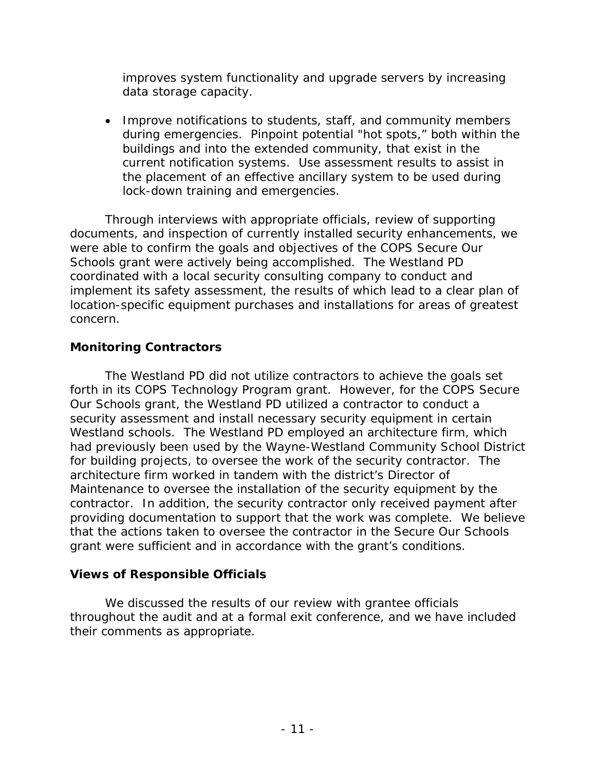improves system functionality and upgrade servers by increasing data storage capacity.

- Improve notifications to students, staff, and community members during emergencies. Pinpoint potential "hot spots," both within the buildings and into the extended community, that exist in the current notification systems. Use assessment results to assist in the placement of an effective ancillary system to be used during lock-down training and emergencies.

Through interviews with appropriate officials, review of supporting documents, and inspection of currently installed security enhancements, we were able to confirm the goals and objectives of the COPS Secure Our Schools grant were actively being accomplished. The Westland PD coordinated with a local security consulting company to conduct and implement its safety assessment, the results of which lead to a clear plan of location-specific equipment purchases and installations for areas of greatest concern.

**Monitoring Contractors**

The Westland PD did not utilize contractors to achieve the goals set forth in its COPS Technology Program grant. However, for the COPS Secure Our Schools grant, the Westland PD utilized a contractor to conduct a security assessment and install necessary security equipment in certain Westland schools. The Westland PD employed an architecture firm, which had previously been used by the Wayne-Westland Community School District for building projects, to oversee the work of the security contractor. The architecture firm worked in tandem with the district's Director of Maintenance to oversee the installation of the security equipment by the contractor. In addition, the security contractor only received payment after providing documentation to support that the work was complete. We believe that the actions taken to oversee the contractor in the Secure Our Schools grant were sufficient and in accordance with the grant's conditions.

**Views of Responsible Officials**

We discussed the results of our review with grantee officials throughout the audit and at a formal exit conference, and we have included their comments as appropriate.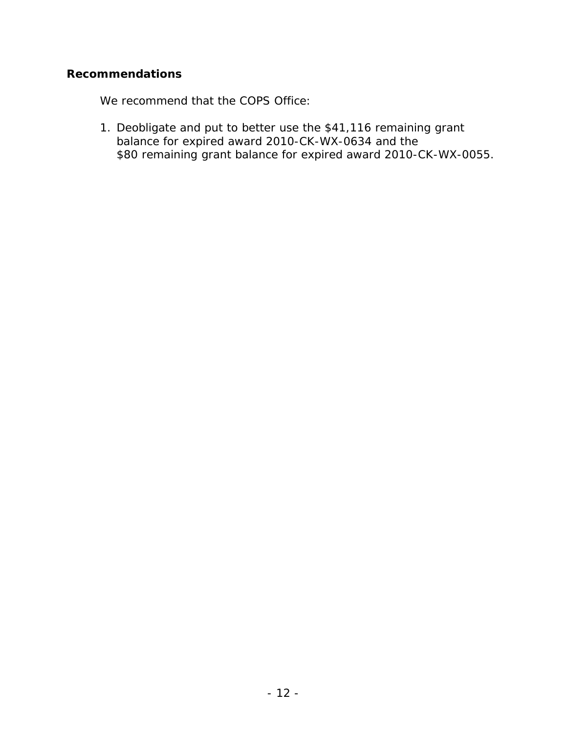## Recommendations

We recommend that the COPS Office:

1. Deobligate and put to better use the $41,116 remaining grant balance for expired award 2010-CK-WX-0634 and the $80 remaining grant balance for expired award 2010-CK-WX-0055.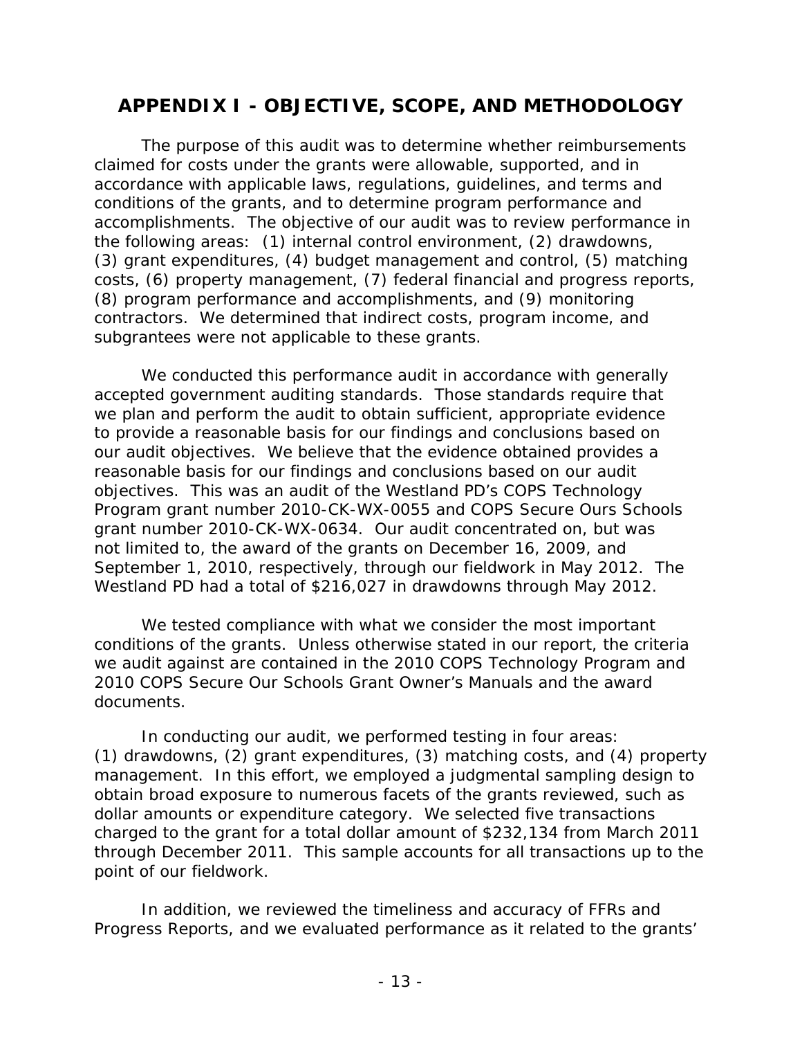## APPENDIX I - OBJECTIVE, SCOPE, AND METHODOLOGY

The purpose of this audit was to determine whether reimbursements claimed for costs under the grants were allowable, supported, and in accordance with applicable laws, regulations, guidelines, and terms and conditions of the grants, and to determine program performance and accomplishments. The objective of our audit was to review performance in the following areas: (1) internal control environment, (2) drawdowns, (3) grant expenditures, (4) budget management and control, (5) matching costs, (6) property management, (7) federal financial and progress reports, (8) program performance and accomplishments, and (9) monitoring contractors. We determined that indirect costs, program income, and subgrantees were not applicable to these grants.

We conducted this performance audit in accordance with generally accepted government auditing standards. Those standards require that we plan and perform the audit to obtain sufficient, appropriate evidence to provide a reasonable basis for our findings and conclusions based on our audit objectives. We believe that the evidence obtained provides a reasonable basis for our findings and conclusions based on our audit objectives. This was an audit of the Westland PD's COPS Technology Program grant number 2010-CK-WX-0055 and COPS Secure Ours Schools grant number 2010-CK-WX-0634. Our audit concentrated on, but was not limited to, the award of the grants on December 16, 2009, and September 1, 2010, respectively, through our fieldwork in May 2012. The Westland PD had a total of $216,027 in drawdowns through May 2012.

We tested compliance with what we consider the most important conditions of the grants. Unless otherwise stated in our report, the criteria we audit against are contained in the 2010 COPS Technology Program and 2010 COPS Secure Our Schools Grant Owner's Manuals and the award documents.

In conducting our audit, we performed testing in four areas: (1) drawdowns, (2) grant expenditures, (3) matching costs, and (4) property management. In this effort, we employed a judgmental sampling design to obtain broad exposure to numerous facets of the grants reviewed, such as dollar amounts or expenditure category. We selected five transactions charged to the grant for a total dollar amount of $232,134 from March 2011 through December 2011. This sample accounts for all transactions up to the point of our fieldwork.

In addition, we reviewed the timeliness and accuracy of FFRs and Progress Reports, and we evaluated performance as it related to the grants'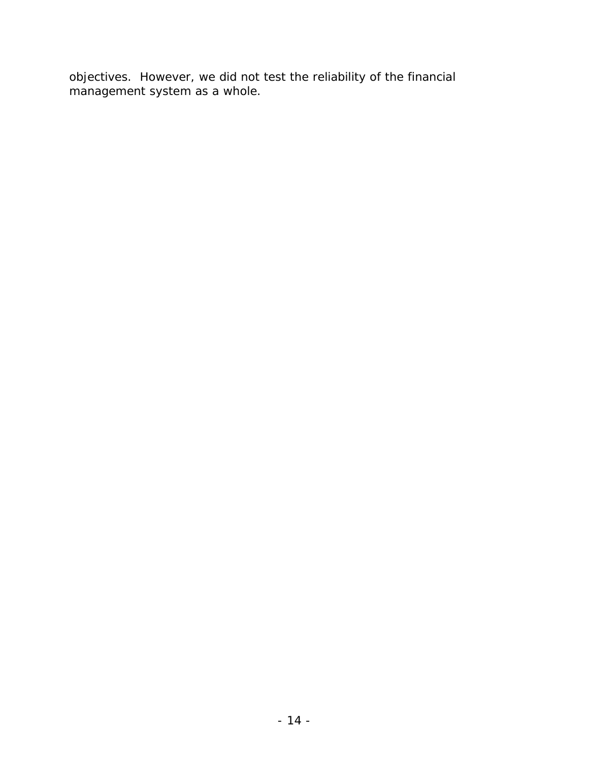objectives. However, we did not test the reliability of the financial management system as a whole.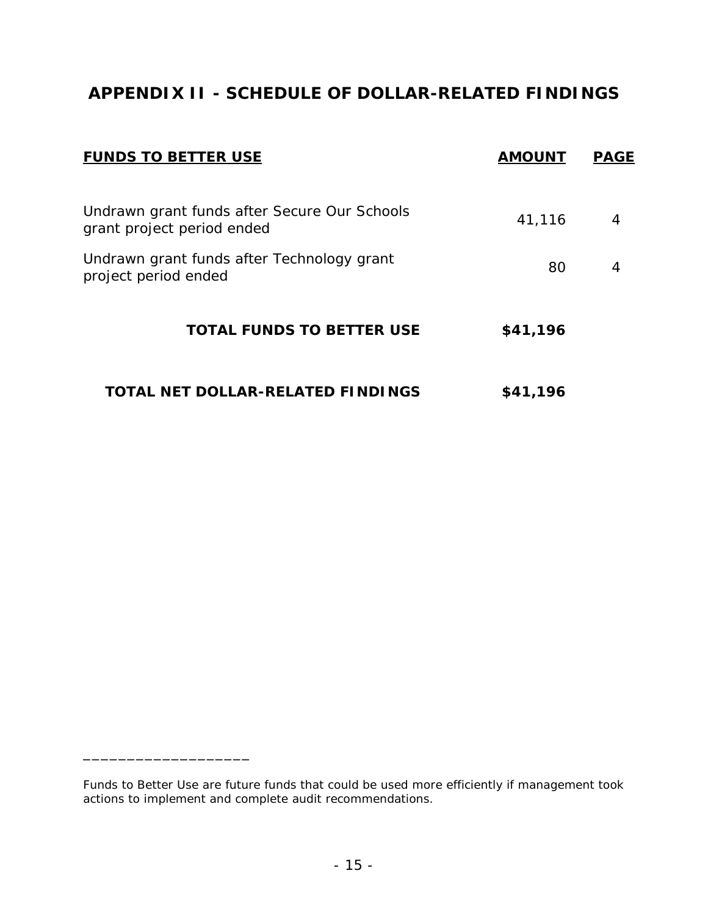## APPENDIX II - SCHEDULE OF DOLLAR-RELATED FINDINGS

| FUNDS TO BETTER USE | AMOUNT | PAGE |
|---|---|---|
| Undrawn grant funds after Secure Our Schools grant project period ended | 41,116 | 4 |
| Undrawn grant funds after Technology grant project period ended | 80 | 4 |
| **TOTAL FUNDS TO BETTER USE** | **$41,196** | |
| **TOTAL NET DOLLAR-RELATED FINDINGS** | **$41,196** | |

___________________

Funds to Better Use are future funds that could be used more efficiently if management took actions to implement and complete audit recommendations.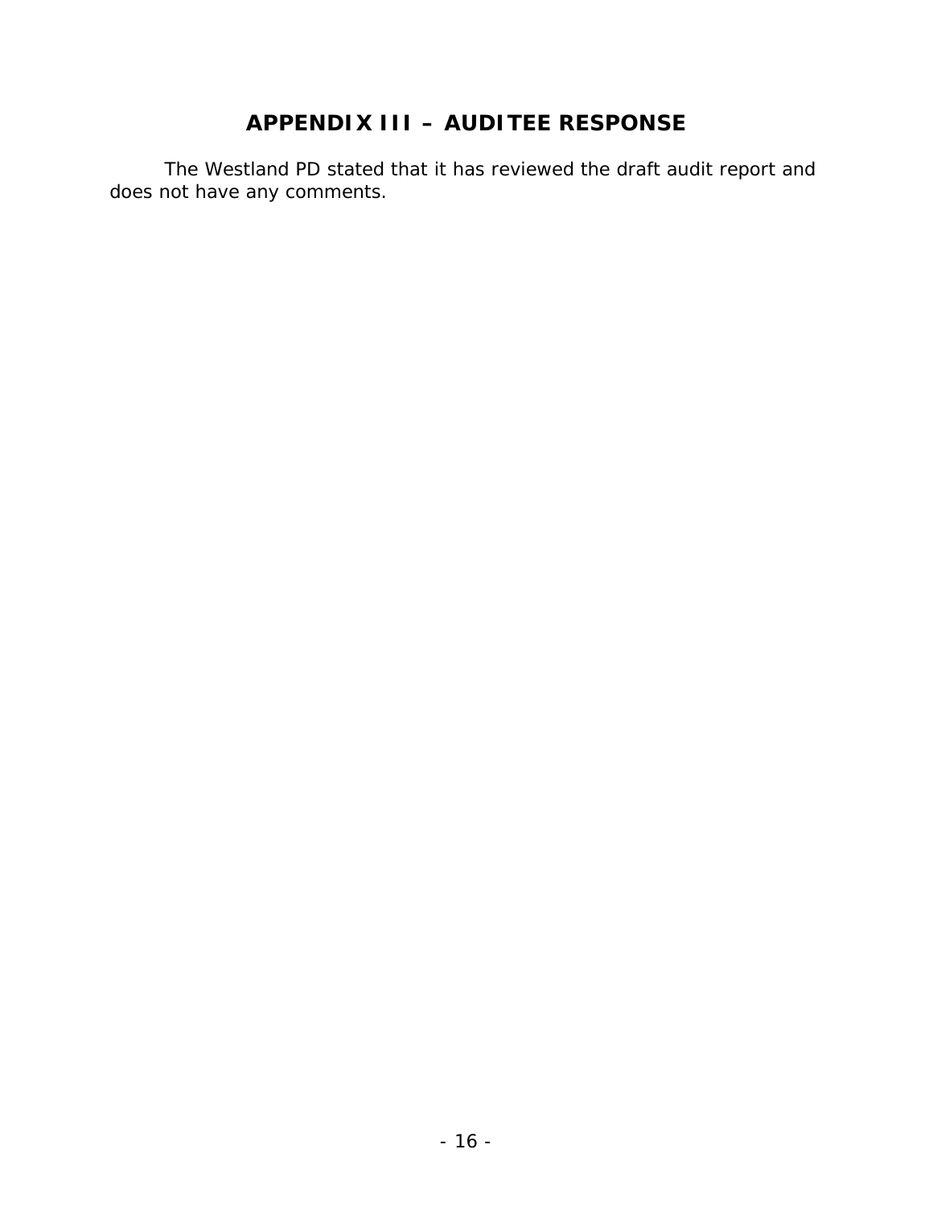# APPENDIX III – AUDITEE RESPONSE

The Westland PD stated that it has reviewed the draft audit report and does not have any comments.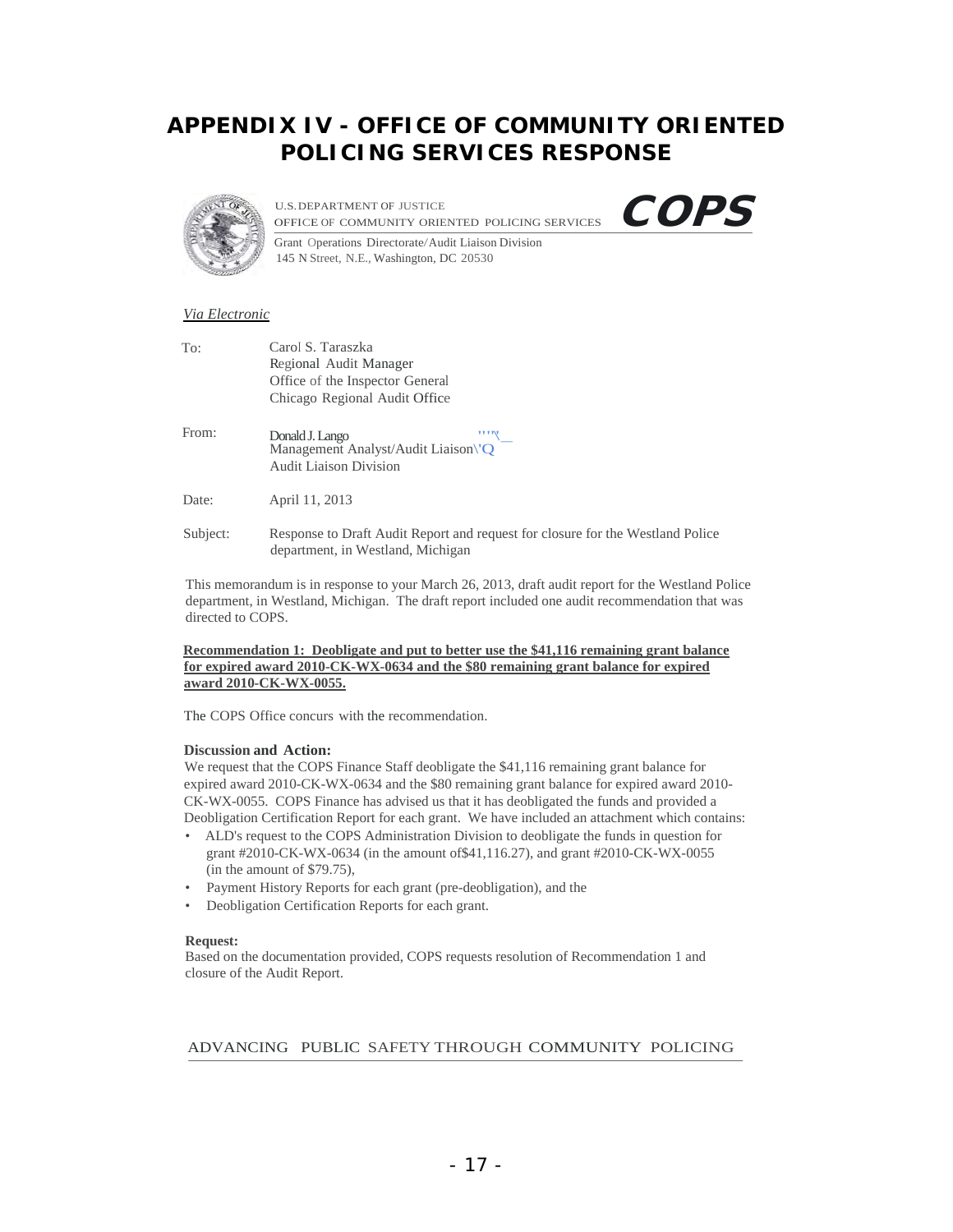# APPENDIX IV - OFFICE OF COMMUNITY ORIENTED POLICING SERVICES RESPONSE

U.S. DEPARTMENT OF JUSTICE
OFFICE OF COMMUNITY ORIENTED POLICING SERVICES **COPS**

Grant Operations Directorate/Audit Liaison Division
145 N Street, N.E., Washington, DC 20530

*Via Electronic*

To: Carol S. Taraszka
Regional Audit Manager
Office of the Inspector General
Chicago Regional Audit Office

From: Donald J. Lango
Management Analyst/Audit Liaison
Audit Liaison Division

Date: April 11, 2013

Subject: Response to Draft Audit Report and request for closure for the Westland Police department, in Westland, Michigan

This memorandum is in response to your March 26, 2013, draft audit report for the Westland Police department, in Westland, Michigan. The draft report included one audit recommendation that was directed to COPS.

**Recommendation 1: Deobligate and put to better use the $41,116 remaining grant balance for expired award 2010-CK-WX-0634 and the $80 remaining grant balance for expired award 2010-CK-WX-0055.**

The COPS Office concurs with the recommendation.

**Discussion and Action:**

We request that the COPS Finance Staff deobligate the $41,116 remaining grant balance for expired award 2010-CK-WX-0634 and the $80 remaining grant balance for expired award 2010-CK-WX-0055. COPS Finance has advised us that it has deobligated the funds and provided a Deobligation Certification Report for each grant. We have included an attachment which contains:

- ALD's request to the COPS Administration Division to deobligate the funds in question for grant #2010-CK-WX-0634 (in the amount of$41,116.27), and grant #2010-CK-WX-0055 (in the amount of $79.75),
- Payment History Reports for each grant (pre-deobligation), and the
- Deobligation Certification Reports for each grant.

**Request:**

Based on the documentation provided, COPS requests resolution of Recommendation 1 and closure of the Audit Report.

ADVANCING PUBLIC SAFETY THROUGH COMMUNITY POLICING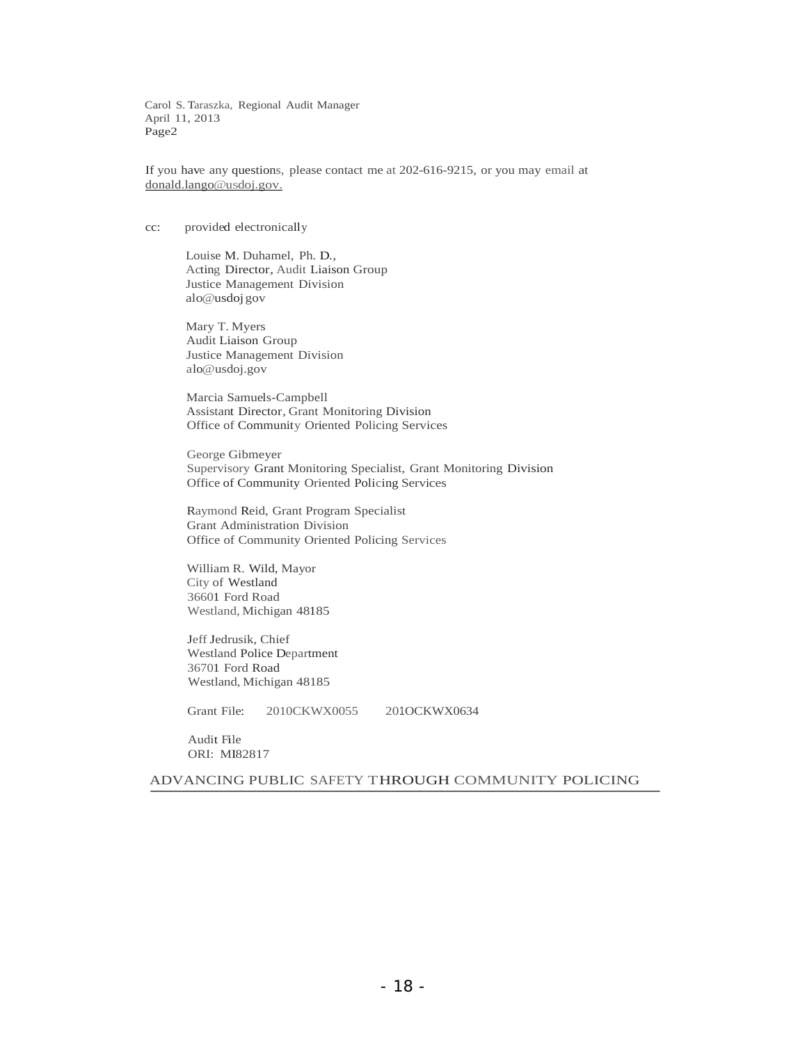Carol S. Taraszka, Regional Audit Manager
April 11, 2013
Page2

If you have any questions, please contact me at 202-616-9215, or you may email at donald.lango@usdoj.gov.

cc: provided electronically

Louise M. Duhamel, Ph. D.,
Acting Director, Audit Liaison Group
Justice Management Division
alo@usdoj gov

Mary T. Myers
Audit Liaison Group
Justice Management Division
alo@usdoj.gov

Marcia Samuels-Campbell
Assistant Director, Grant Monitoring Division
Office of Community Oriented Policing Services

George Gibmeyer
Supervisory Grant Monitoring Specialist, Grant Monitoring Division
Office of Community Oriented Policing Services

Raymond Reid, Grant Program Specialist
Grant Administration Division
Office of Community Oriented Policing Services

William R. Wild, Mayor
City of Westland
36601 Ford Road
Westland, Michigan 48185

Jeff Jedrusik, Chief
Westland Police Department
36701 Ford Road
Westland, Michigan 48185

Grant File: 2010CKWX0055 201OCKWX0634

Audit File
ORI: MI82817

ADVANCING PUBLIC SAFETY THROUGH COMMUNITY POLICING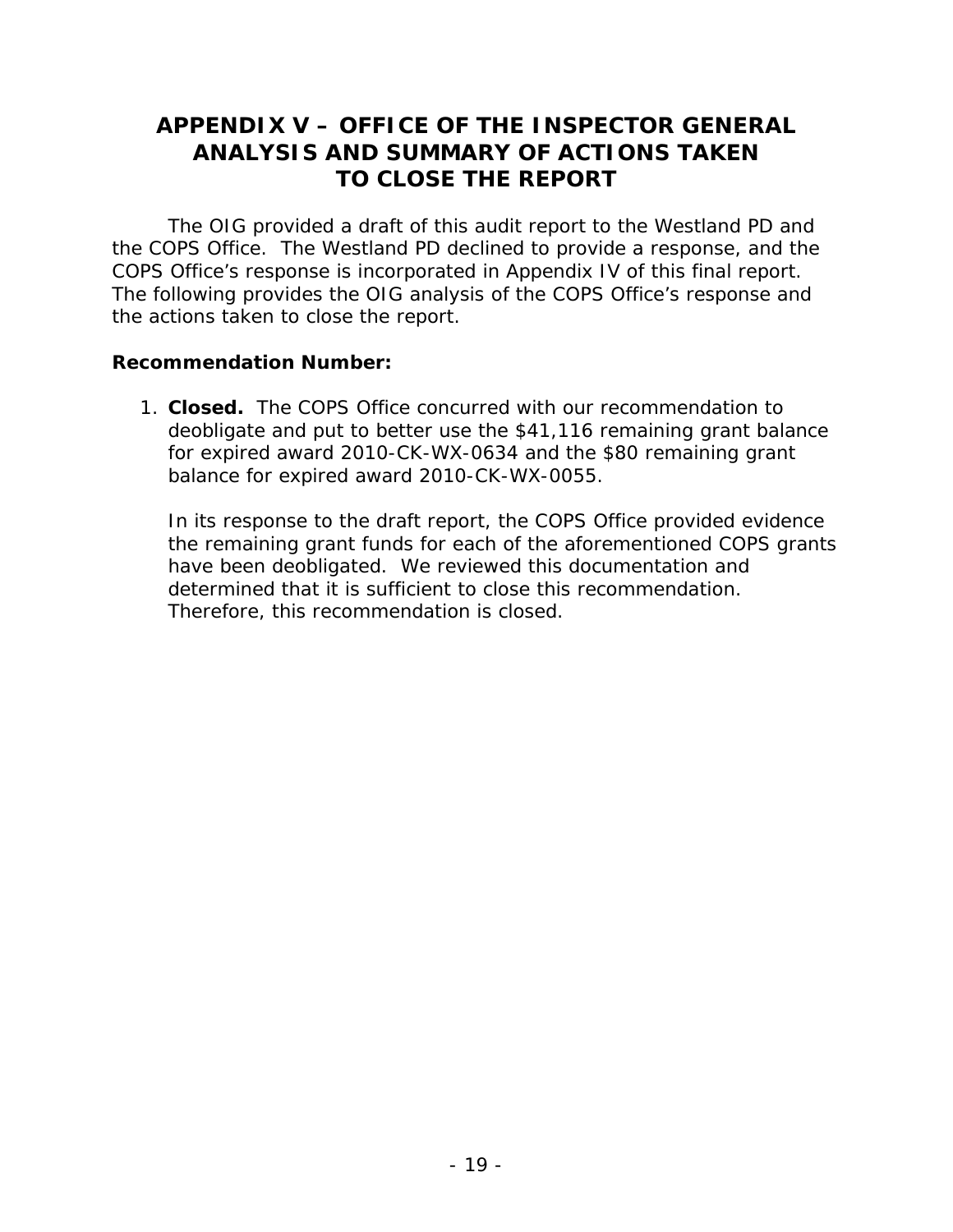# APPENDIX V – OFFICE OF THE INSPECTOR GENERAL ANALYSIS AND SUMMARY OF ACTIONS TAKEN TO CLOSE THE REPORT

The OIG provided a draft of this audit report to the Westland PD and the COPS Office. The Westland PD declined to provide a response, and the COPS Office's response is incorporated in Appendix IV of this final report. The following provides the OIG analysis of the COPS Office's response and the actions taken to close the report.

**Recommendation Number:**

1. **Closed.** The COPS Office concurred with our recommendation to deobligate and put to better use the $41,116 remaining grant balance for expired award 2010-CK-WX-0634 and the $80 remaining grant balance for expired award 2010-CK-WX-0055.

   In its response to the draft report, the COPS Office provided evidence the remaining grant funds for each of the aforementioned COPS grants have been deobligated. We reviewed this documentation and determined that it is sufficient to close this recommendation. Therefore, this recommendation is closed.